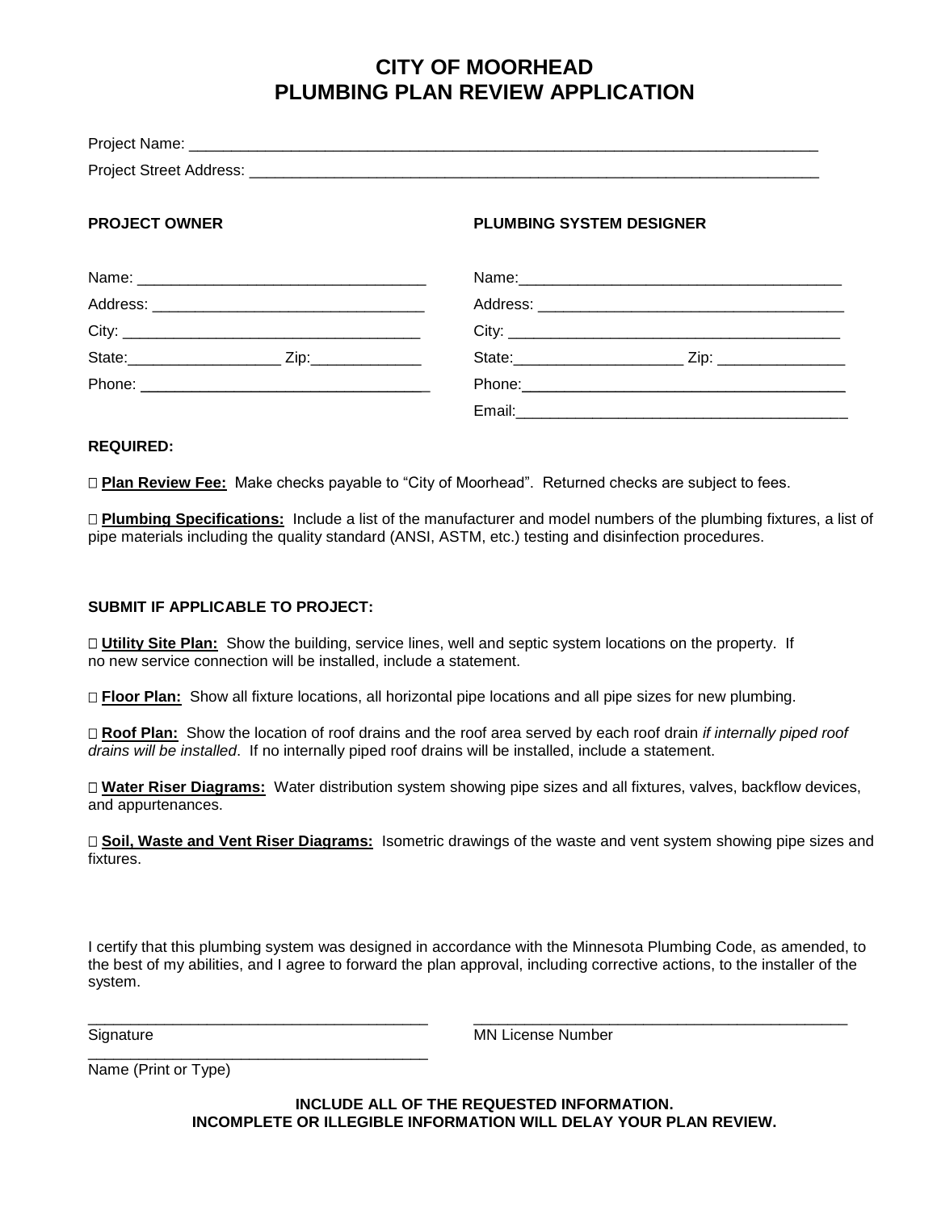# CITY OF MOORHEAD
# PLUMBING PLAN REVIEW APPLICATION

Project Name: ___________________________________________________________________________

Project Street Address: ____________________________________________________________________

**PROJECT OWNER**

Name: __________________________________

Address: ________________________________

City: ___________________________________

State:__________________ Zip:_____________

Phone: __________________________________

**PLUMBING SYSTEM DESIGNER**

Name:______________________________________

Address: ____________________________________

City: _______________________________________

State:____________________ Zip: _______________

Phone:______________________________________

Email:_______________________________________

**REQUIRED:**

☐ **Plan Review Fee:** Make checks payable to "City of Moorhead". Returned checks are subject to fees.

☐ **Plumbing Specifications:** Include a list of the manufacturer and model numbers of the plumbing fixtures, a list of pipe materials including the quality standard (ANSI, ASTM, etc.) testing and disinfection procedures.

**SUBMIT IF APPLICABLE TO PROJECT:**

☐ **Utility Site Plan:** Show the building, service lines, well and septic system locations on the property. If no new service connection will be installed, include a statement.

☐ **Floor Plan:** Show all fixture locations, all horizontal pipe locations and all pipe sizes for new plumbing.

☐ **Roof Plan:** Show the location of roof drains and the roof area served by each roof drain *if internally piped roof drains will be installed*. If no internally piped roof drains will be installed, include a statement.

☐ **Water Riser Diagrams:** Water distribution system showing pipe sizes and all fixtures, valves, backflow devices, and appurtenances.

☐ **Soil, Waste and Vent Riser Diagrams:** Isometric drawings of the waste and vent system showing pipe sizes and fixtures.

I certify that this plumbing system was designed in accordance with the Minnesota Plumbing Code, as amended, to the best of my abilities, and I agree to forward the plan approval, including corrective actions, to the installer of the system.

________________________________________ ________________________________________

Signature MN License Number

________________________________________

Name (Print or Type)

**INCLUDE ALL OF THE REQUESTED INFORMATION.**
**INCOMPLETE OR ILLEGIBLE INFORMATION WILL DELAY YOUR PLAN REVIEW.**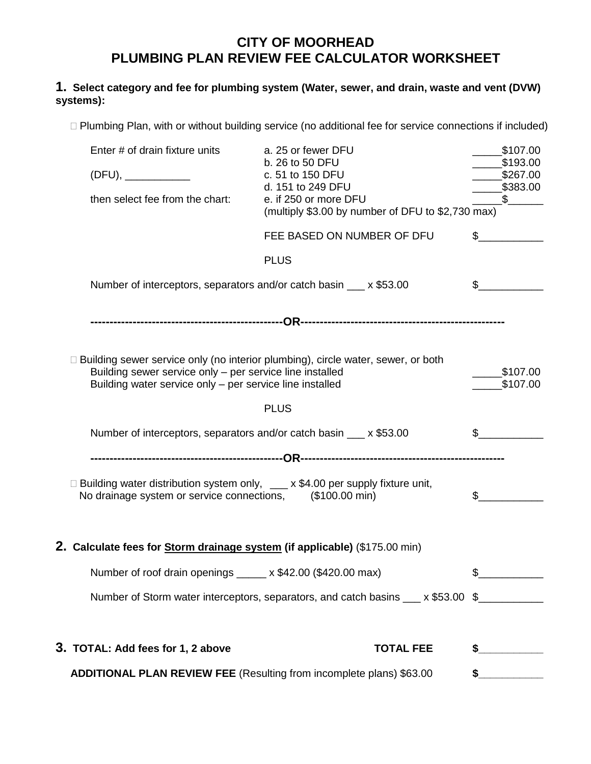# CITY OF MOORHEAD
# PLUMBING PLAN REVIEW FEE CALCULATOR WORKSHEET

**1. Select category and fee for plumbing system (Water, sewer, and drain, waste and vent (DVW) systems):**

☐ Plumbing Plan, with or without building service (no additional fee for service connections if included)

| | | |
|---|---|---|
| Enter # of drain fixture units | a. 25 or fewer DFU | _____$107.00 |
| | b. 26 to 50 DFU | _____$193.00 |
| (DFU), ___________ | c. 51 to 150 DFU | _____$267.00 |
| | d. 151 to 249 DFU | _____$383.00 |
| then select fee from the chart: | e. if 250 or more DFU | _____$______ |
| | (multiply $3.00 by number of DFU to $2,730 max) | |
| | FEE BASED ON NUMBER OF DFU | $___________ |

PLUS

Number of interceptors, separators and/or catch basin ___ x $53.00 $___________

**-------------------------------------------------OR----------------------------------------------------**

☐ Building sewer service only (no interior plumbing), circle water, sewer, or both

Building sewer service only – per service line installed _____$107.00

Building water service only – per service line installed _____$107.00

PLUS

Number of interceptors, separators and/or catch basin ___ x $53.00 $___________

**-------------------------------------------------OR----------------------------------------------------**

☐ Building water distribution system only, ___ x $4.00 per supply fixture unit,
No drainage system or service connections, ($100.00 min) $___________

**2. Calculate fees for <u>Storm drainage system</u> (if applicable)** ($175.00 min)

Number of roof drain openings _____ x $42.00 ($420.00 max) $___________

Number of Storm water interceptors, separators, and catch basins ___ x $53.00 $___________

**3. TOTAL: Add fees for 1, 2 above** **TOTAL FEE** **$___________**

**ADDITIONAL PLAN REVIEW FEE** (Resulting from incomplete plans) $63.00 **$___________**